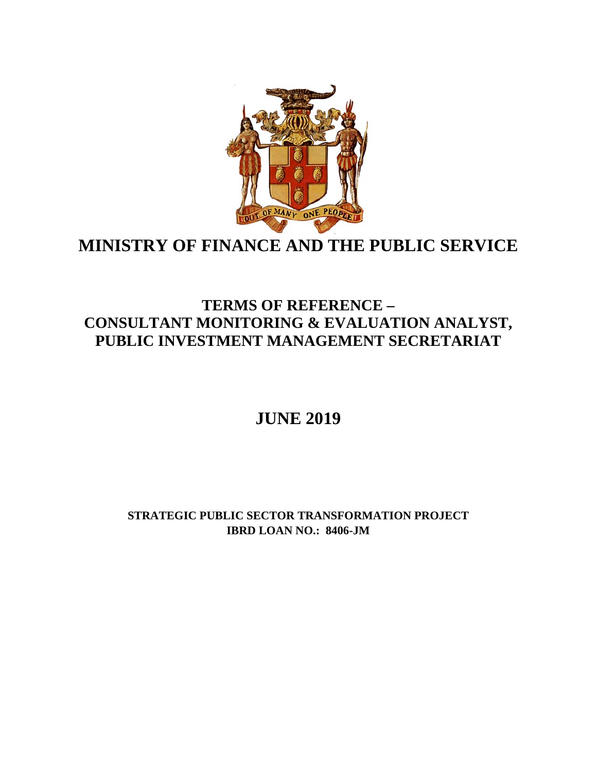# MINISTRY OF FINANCE AND THE PUBLIC SERVICE

## TERMS OF REFERENCE – CONSULTANT MONITORING & EVALUATION ANALYST, PUBLIC INVESTMENT MANAGEMENT SECRETARIAT

## JUNE 2019

**STRATEGIC PUBLIC SECTOR TRANSFORMATION PROJECT**
**IBRD LOAN NO.: 8406-JM**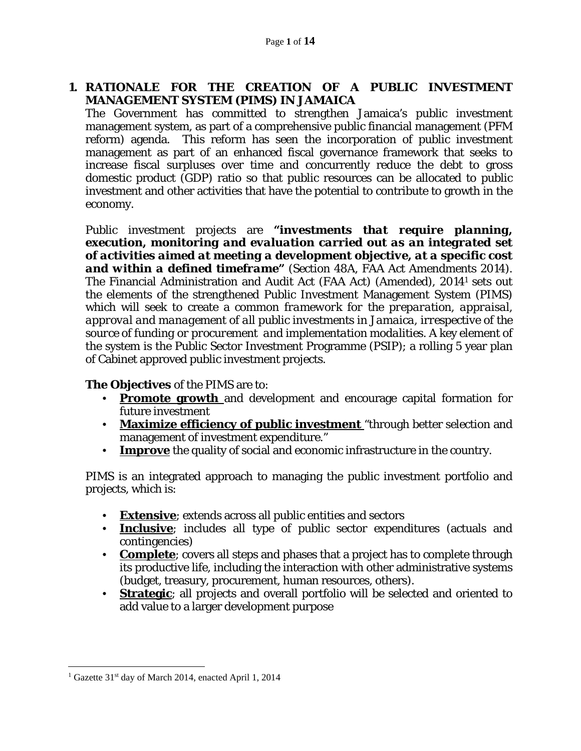# 1. RATIONALE FOR THE CREATION OF A PUBLIC INVESTMENT MANAGEMENT SYSTEM (PIMS) IN JAMAICA

The Government has committed to strengthen Jamaica's public investment management system, as part of a comprehensive public financial management (PFM reform) agenda. This reform has seen the incorporation of public investment management as part of an enhanced fiscal governance framework that seeks to increase fiscal surpluses over time and concurrently reduce the debt to gross domestic product (GDP) ratio so that public resources can be allocated to public investment and other activities that have the potential to contribute to growth in the economy.

Public investment projects are ***"investments that require planning, execution, monitoring and evaluation carried out as an integrated set of activities aimed at meeting a development objective, at a specific cost and within a defined timeframe"*** (Section 48A, FAA Act Amendments 2014). The Financial Administration and Audit Act (FAA Act) (Amended), 2014[1] sets out the elements of the strengthened Public Investment Management System (PIMS) which will seek to create a common *framework for the preparation, appraisal, approval and management of all public investments in Jamaica, irrespective of the source of funding or procurement and implementation modalities. A key element of the system is the Public Sector Investment Programme (PSIP); a rolling 5 year plan of Cabinet approved public investment projects.*

**The Objectives** of the PIMS are to:

- **Promote growth** and development and encourage capital formation for future investment
- **Maximize efficiency of public investment** "through better selection and management of investment expenditure."
- **Improve** the quality of social and economic infrastructure in the country.

PIMS is an integrated approach to managing the public investment portfolio and projects, which is:

- **Extensive**; extends across all public entities and sectors
- **Inclusive**; includes all type of public sector expenditures (actuals and contingencies)
- **Complete**; covers all steps and phases that a project has to complete through its productive life, including the interaction with other administrative systems (budget, treasury, procurement, human resources, others).
- **Strategic**; all projects and overall portfolio will be selected and oriented to add value to a larger development purpose

[1] Gazette 31st day of March 2014, enacted April 1, 2014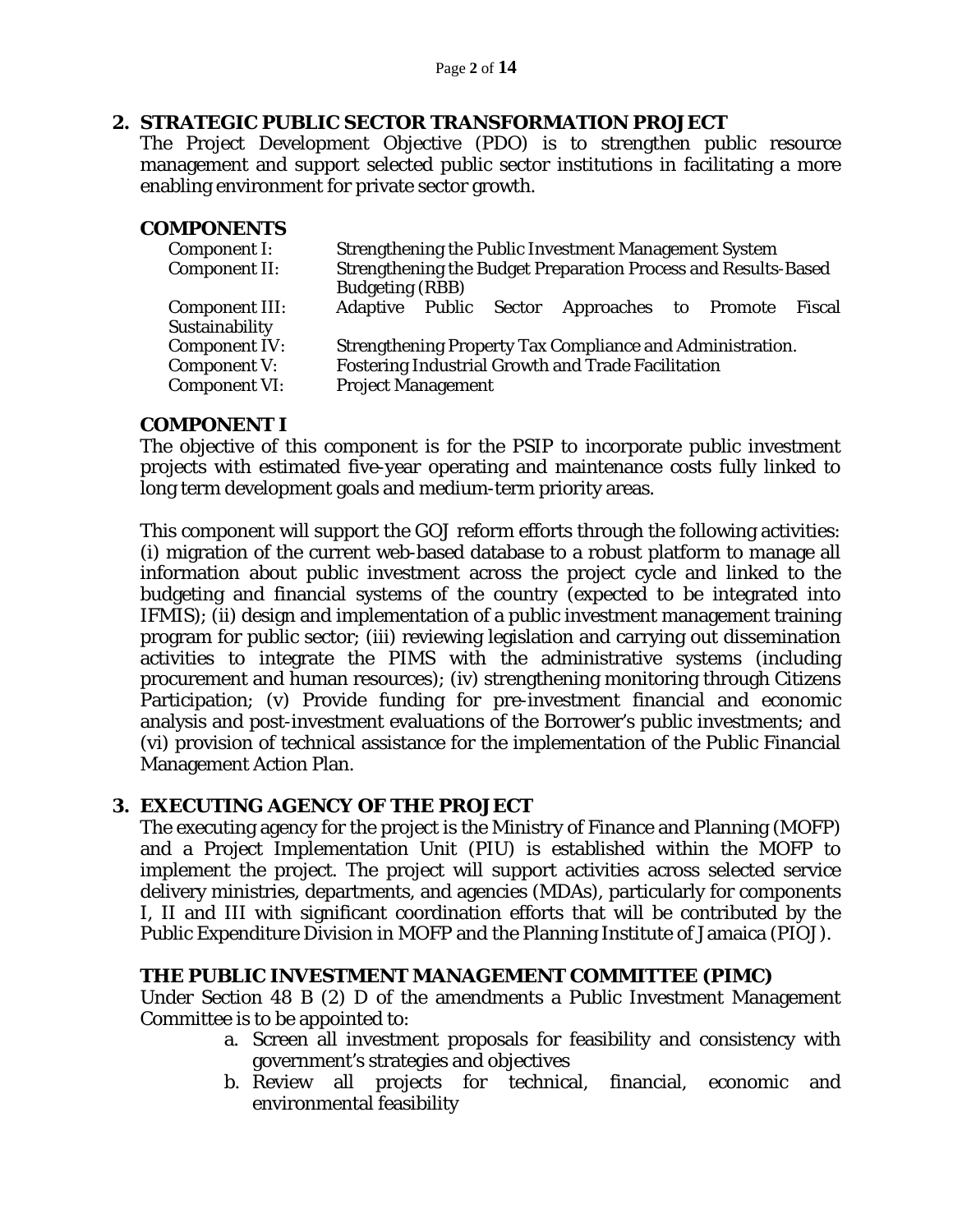## 2. STRATEGIC PUBLIC SECTOR TRANSFORMATION PROJECT

The Project Development Objective (PDO) is to strengthen public resource management and support selected public sector institutions in facilitating a more enabling environment for private sector growth.

### COMPONENTS

| | |
|---|---|
| Component I: | Strengthening the Public Investment Management System |
| Component II: | Strengthening the Budget Preparation Process and Results-Based Budgeting (RBB) |
| Component III: | Adaptive Public Sector Approaches to Promote Fiscal Sustainability |
| Component IV: | Strengthening Property Tax Compliance and Administration. |
| Component V: | Fostering Industrial Growth and Trade Facilitation |
| Component VI: | Project Management |

### COMPONENT I

The objective of this component is for the PSIP to incorporate public investment projects with estimated five-year operating and maintenance costs fully linked to long term development goals and medium-term priority areas.

This component will support the GOJ reform efforts through the following activities: (i) migration of the current web-based database to a robust platform to manage all information about public investment across the project cycle and linked to the budgeting and financial systems of the country (expected to be integrated into IFMIS); (ii) design and implementation of a public investment management training program for public sector; (iii) reviewing legislation and carrying out dissemination activities to integrate the PIMS with the administrative systems (including procurement and human resources); (iv) strengthening monitoring through Citizens Participation; (v) Provide funding for pre-investment financial and economic analysis and post-investment evaluations of the Borrower's public investments; and (vi) provision of technical assistance for the implementation of the Public Financial Management Action Plan.

## 3. EXECUTING AGENCY OF THE PROJECT

The executing agency for the project is the Ministry of Finance and Planning (MOFP) and a Project Implementation Unit (PIU) is established within the MOFP to implement the project. The project will support activities across selected service delivery ministries, departments, and agencies (MDAs), particularly for components I, II and III with significant coordination efforts that will be contributed by the Public Expenditure Division in MOFP and the Planning Institute of Jamaica (PIOJ).

### THE PUBLIC INVESTMENT MANAGEMENT COMMITTEE (PIMC)

Under Section 48 B (2) D of the amendments a Public Investment Management Committee is to be appointed to:

a. Screen all investment proposals for feasibility and consistency with government's strategies and objectives
b. Review all projects for technical, financial, economic and environmental feasibility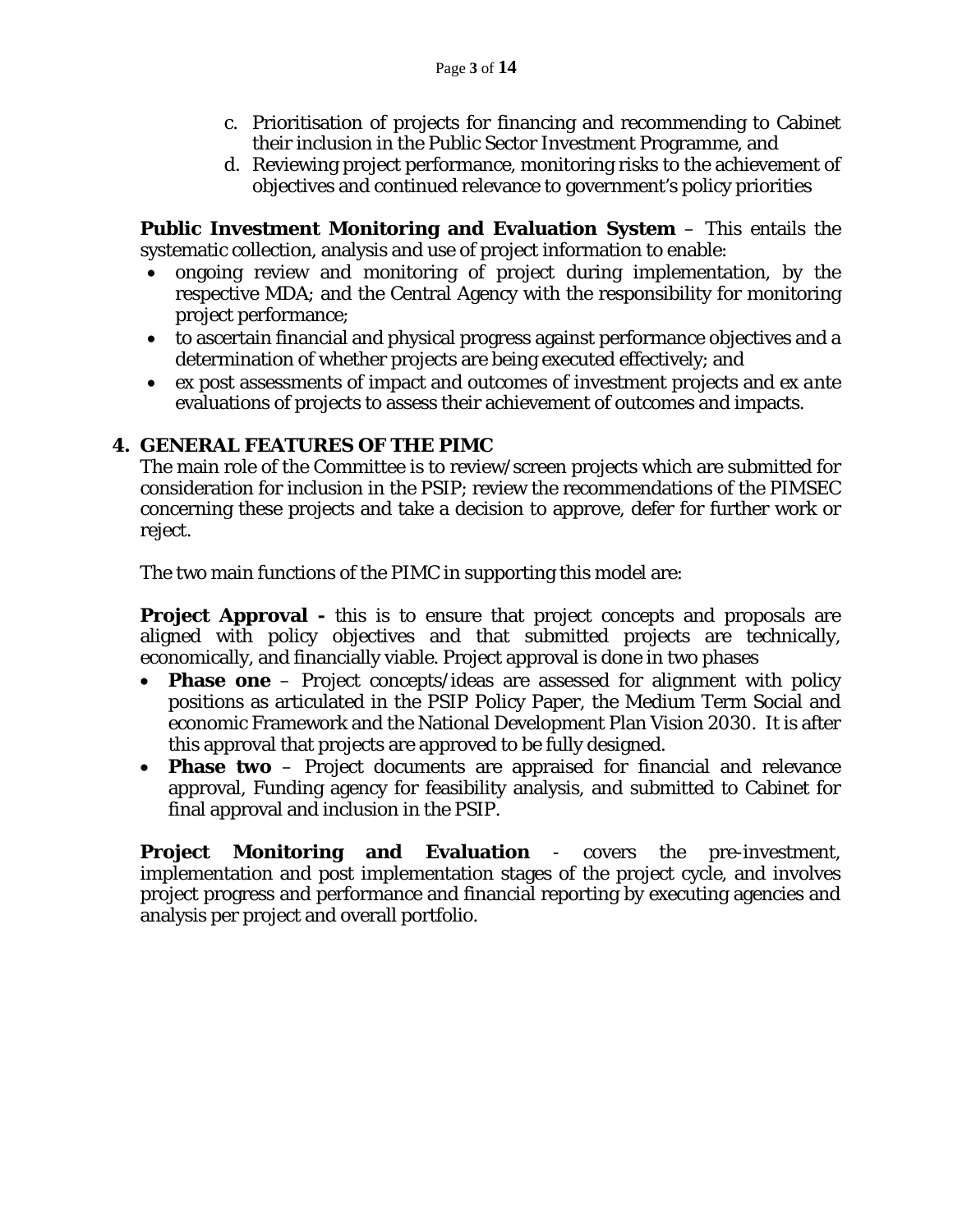c. Prioritisation of projects for financing and recommending to Cabinet their inclusion in the Public Sector Investment Programme, and
d. Reviewing project performance, monitoring risks to the achievement of objectives and continued relevance to government's policy priorities

**Public Investment Monitoring and Evaluation System** – This entails the systematic collection, analysis and use of project information to enable:

- ongoing review and monitoring of project during implementation, by the respective MDA; and the Central Agency with the responsibility for monitoring project performance;
- to ascertain financial and physical progress against performance objectives and a determination of whether projects are being executed effectively; and
- ex post assessments of impact and outcomes of investment projects and ex *ante* evaluations of projects to assess their achievement of outcomes and impacts.

## 4. GENERAL FEATURES OF THE PIMC

The main role of the Committee is to review/screen projects which are submitted for consideration for inclusion in the PSIP; review the recommendations of the PIMSEC concerning these projects and take a decision to approve, defer for further work or reject.

The two main functions of the PIMC in supporting this model are:

**Project Approval -** this is to ensure that project concepts and proposals are aligned with policy objectives and that submitted projects are technically, economically, and financially viable. Project approval is done in two phases

- **Phase one** – Project concepts/ideas are assessed for alignment with policy positions as articulated in the PSIP Policy Paper, the Medium Term Social and economic Framework and the National Development Plan Vision 2030. It is after this approval that projects are approved to be fully designed.
- **Phase two** – Project documents are appraised for financial and relevance approval, Funding agency for feasibility analysis, and submitted to Cabinet for final approval and inclusion in the PSIP.

**Project Monitoring and Evaluation** - covers the pre-investment, implementation and post implementation stages of the project cycle, and involves project progress and performance and financial reporting by executing agencies and analysis per project and overall portfolio.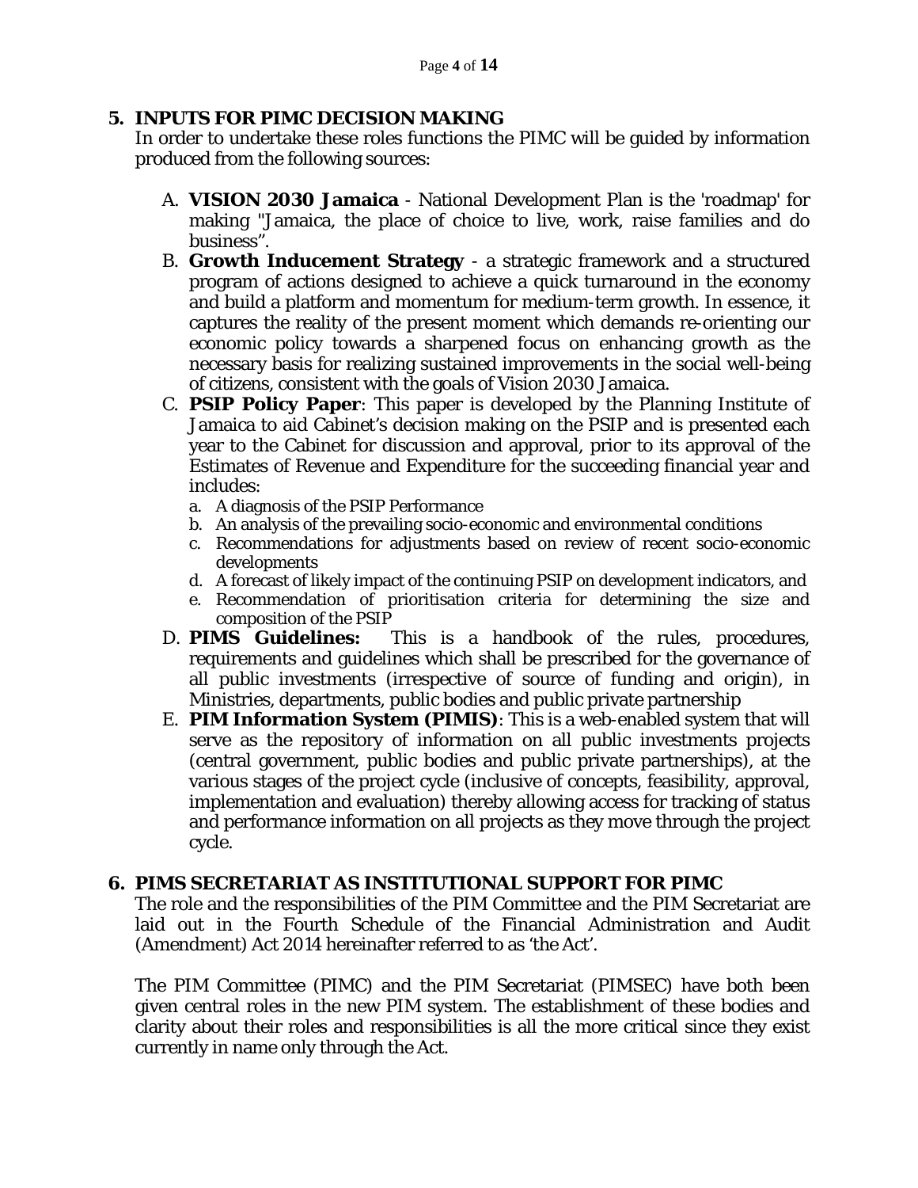## 5. INPUTS FOR PIMC DECISION MAKING

In order to undertake these roles functions the PIMC will be guided by information produced from the following sources:

A. **VISION 2030 Jamaica** - National Development Plan is the 'roadmap' for making "Jamaica, the place of choice to live, work, raise families and do business".

B. **Growth Inducement Strategy** - a strategic framework and a structured program of actions designed to achieve a quick turnaround in the economy and build a platform and momentum for medium-term growth. In essence, it captures the reality of the present moment which demands re-orienting our economic policy towards a sharpened focus on enhancing growth as the necessary basis for realizing sustained improvements in the social well-being of citizens, consistent with the goals of Vision 2030 Jamaica.

C. **PSIP Policy Paper**: This paper is developed by the Planning Institute of Jamaica to aid Cabinet's decision making on the PSIP and is presented each year to the Cabinet for discussion and approval, prior to its approval of the Estimates of Revenue and Expenditure for the succeeding financial year and includes:
   a. A diagnosis of the PSIP Performance
   b. An analysis of the prevailing socio-economic and environmental conditions
   c. Recommendations for adjustments based on review of recent socio-economic developments
   d. A forecast of likely impact of the continuing PSIP on development indicators, and
   e. Recommendation of prioritisation criteria for determining the size and composition of the PSIP

D. **PIMS Guidelines:** This is a handbook of the rules, procedures, requirements and guidelines which shall be prescribed for the governance of all public investments (irrespective of source of funding and origin), in Ministries, departments, public bodies and public private partnership

E. **PIM Information System (PIMIS)**: This is a web-enabled system that will serve as the repository of information on all public investments projects (central government, public bodies and public private partnerships), at the various stages of the project cycle (inclusive of concepts, feasibility, approval, implementation and evaluation) thereby allowing access for tracking of status and performance information on all projects as they move through the project cycle.

## 6. PIMS SECRETARIAT AS INSTITUTIONAL SUPPORT FOR PIMC

The role and the responsibilities of the PIM Committee and the PIM Secretariat are laid out in the Fourth Schedule of the Financial Administration and Audit (Amendment) Act 2014 hereinafter referred to as 'the Act'.

The PIM Committee (PIMC) and the PIM Secretariat (PIMSEC) have both been given central roles in the new PIM system. The establishment of these bodies and clarity about their roles and responsibilities is all the more critical since they exist currently in name only through the Act.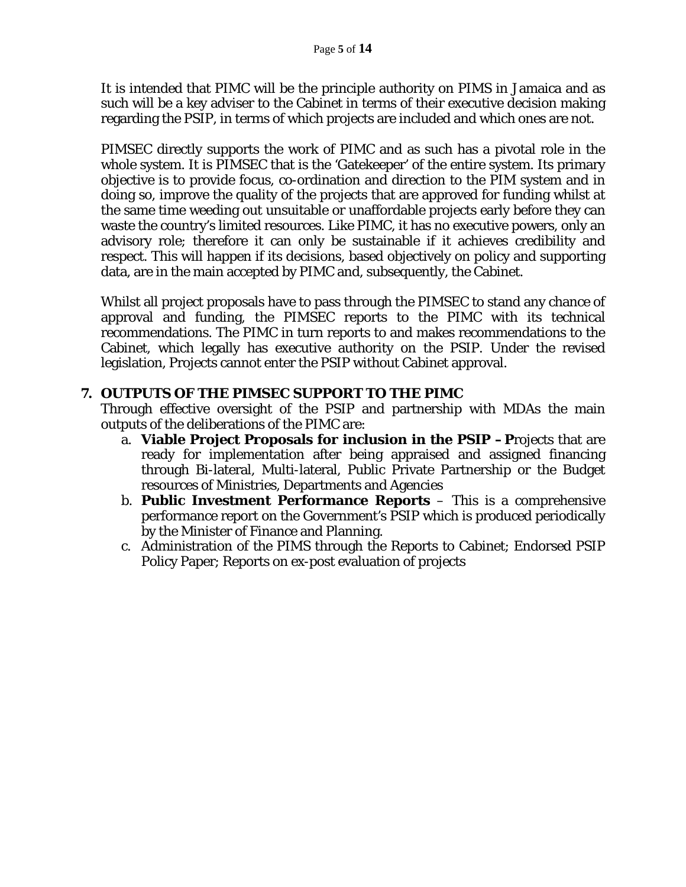It is intended that PIMC will be the principle authority on PIMS in Jamaica and as such will be a key adviser to the Cabinet in terms of their executive decision making regarding the PSIP, in terms of which projects are included and which ones are not.

PIMSEC directly supports the work of PIMC and as such has a pivotal role in the whole system. It is PIMSEC that is the 'Gatekeeper' of the entire system. Its primary objective is to provide focus, co-ordination and direction to the PIM system and in doing so, improve the quality of the projects that are approved for funding whilst at the same time weeding out unsuitable or unaffordable projects early before they can waste the country's limited resources. Like PIMC, it has no executive powers, only an advisory role; therefore it can only be sustainable if it achieves credibility and respect. This will happen if its decisions, based objectively on policy and supporting data, are in the main accepted by PIMC and, subsequently, the Cabinet.

Whilst all project proposals have to pass through the PIMSEC to stand any chance of approval and funding, the PIMSEC reports to the PIMC with its technical recommendations. The PIMC in turn reports to and makes recommendations to the Cabinet, which legally has executive authority on the PSIP. Under the revised legislation, Projects cannot enter the PSIP without Cabinet approval.

## 7. OUTPUTS OF THE PIMSEC SUPPORT TO THE PIMC

Through effective oversight of the PSIP and partnership with MDAs the main outputs of the deliberations of the PIMC are:

a. **Viable Project Proposals for inclusion in the PSIP – P**rojects that are ready for implementation after being appraised and assigned financing through Bi-lateral, Multi-lateral, Public Private Partnership or the Budget resources of Ministries, Departments and Agencies
b. **Public Investment Performance Reports** – This is a comprehensive performance report on the Government's PSIP which is produced periodically by the Minister of Finance and Planning.
c. Administration of the PIMS through the Reports to Cabinet; Endorsed PSIP Policy Paper; Reports on ex-post evaluation of projects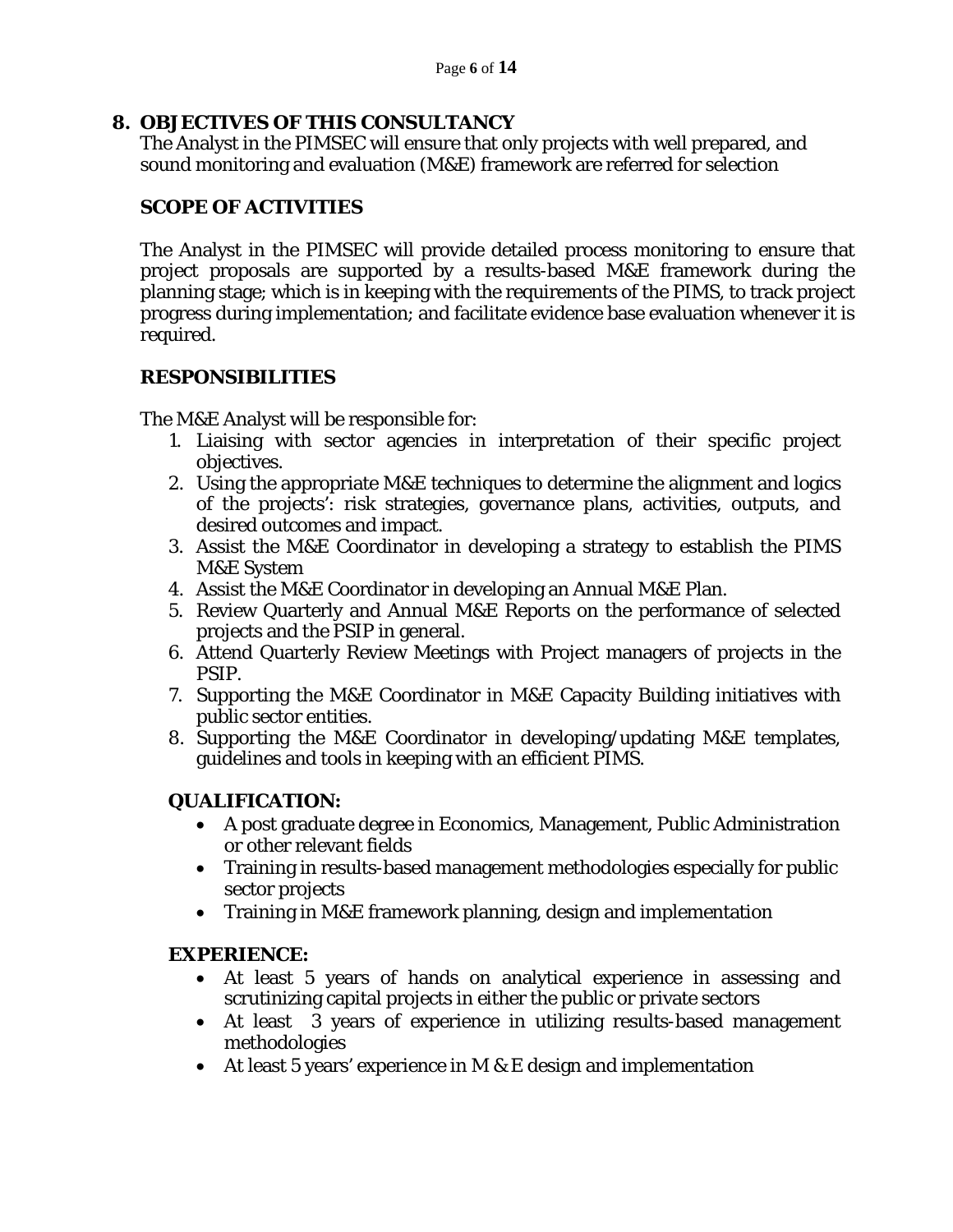## 8. OBJECTIVES OF THIS CONSULTANCY

The Analyst in the PIMSEC will ensure that only projects with well prepared, and sound monitoring and evaluation (M&E) framework are referred for selection

### SCOPE OF ACTIVITIES

The Analyst in the PIMSEC will provide detailed process monitoring to ensure that project proposals are supported by a results-based M&E framework during the planning stage; which is in keeping with the requirements of the PIMS, to track project progress during implementation; and facilitate evidence base evaluation whenever it is required.

### RESPONSIBILITIES

The M&E Analyst will be responsible for:

1. Liaising with sector agencies in interpretation of their specific project objectives.
2. Using the appropriate M&E techniques to determine the alignment and logics of the projects': risk strategies, governance plans, activities, outputs, and desired outcomes and impact.
3. Assist the M&E Coordinator in developing a strategy to establish the PIMS M&E System
4. Assist the M&E Coordinator in developing an Annual M&E Plan.
5. Review Quarterly and Annual M&E Reports on the performance of selected projects and the PSIP in general.
6. Attend Quarterly Review Meetings with Project managers of projects in the PSIP.
7. Supporting the M&E Coordinator in M&E Capacity Building initiatives with public sector entities.
8. Supporting the M&E Coordinator in developing/updating M&E templates, guidelines and tools in keeping with an efficient PIMS.

### QUALIFICATION:

- A post graduate degree in Economics, Management, Public Administration or other relevant fields
- Training in results-based management methodologies especially for public sector projects
- Training in M&E framework planning, design and implementation

### EXPERIENCE:

- At least 5 years of hands on analytical experience in assessing and scrutinizing capital projects in either the public or private sectors
- At least 3 years of experience in utilizing results-based management methodologies
- At least 5 years' experience in M & E design and implementation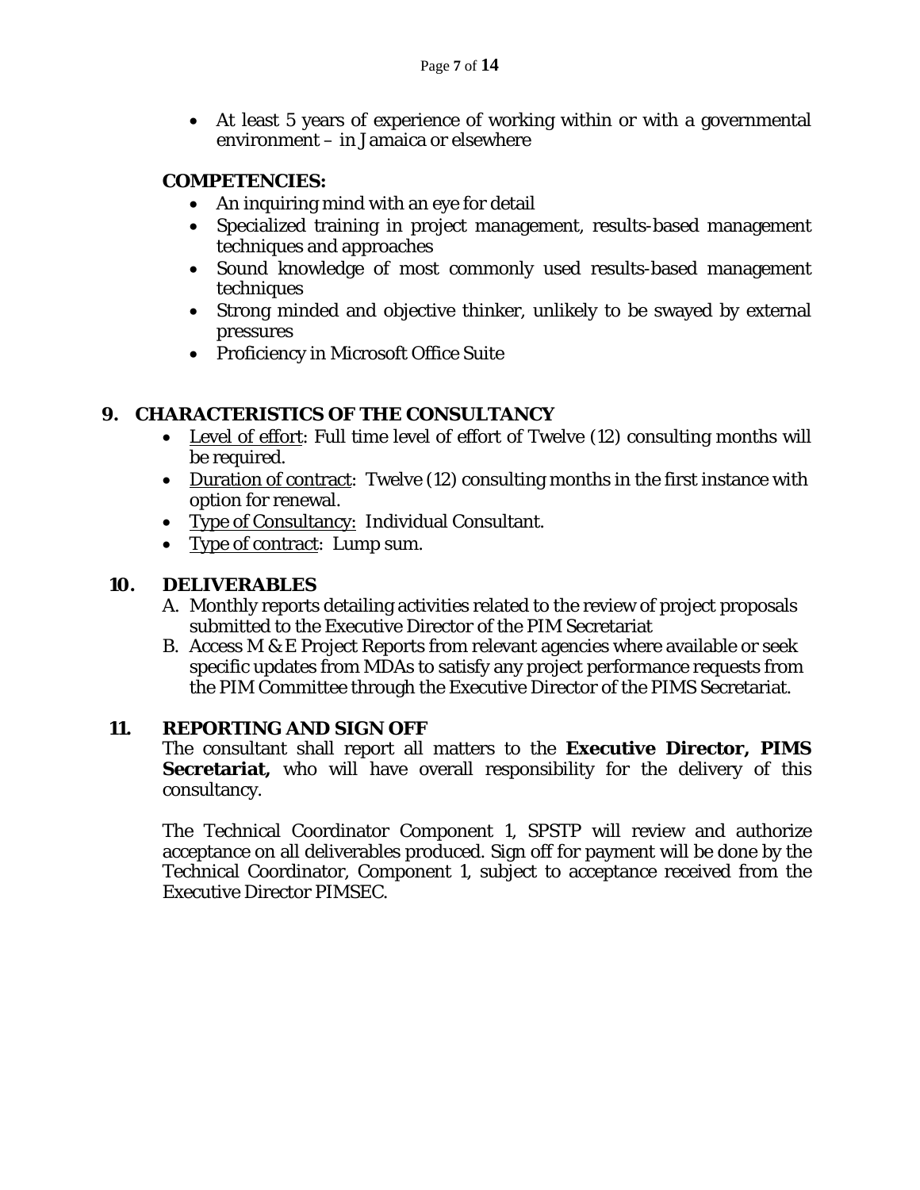- At least 5 years of experience of working within or with a governmental environment – in Jamaica or elsewhere

**COMPETENCIES:**

- An inquiring mind with an eye for detail
- Specialized training in project management, results-based management techniques and approaches
- Sound knowledge of most commonly used results-based management techniques
- Strong minded and objective thinker, unlikely to be swayed by external pressures
- Proficiency in Microsoft Office Suite

## 9. CHARACTERISTICS OF THE CONSULTANCY

- Level of effort: Full time level of effort of Twelve (12) consulting months will be required.
- Duration of contract: Twelve (12) consulting months in the first instance with option for renewal.
- Type of Consultancy: Individual Consultant.
- Type of contract: Lump sum.

## 10. DELIVERABLES

A. Monthly reports detailing activities related to the review of project proposals submitted to the Executive Director of the PIM Secretariat

B. Access M & E Project Reports from relevant agencies where available or seek specific updates from MDAs to satisfy any project performance requests from the PIM Committee through the Executive Director of the PIMS Secretariat.

## 11. REPORTING AND SIGN OFF

The consultant shall report all matters to the **Executive Director, PIMS Secretariat,** who will have overall responsibility for the delivery of this consultancy.

The Technical Coordinator Component 1, SPSTP will review and authorize acceptance on all deliverables produced. Sign off for payment will be done by the Technical Coordinator, Component 1, subject to acceptance received from the Executive Director PIMSEC.